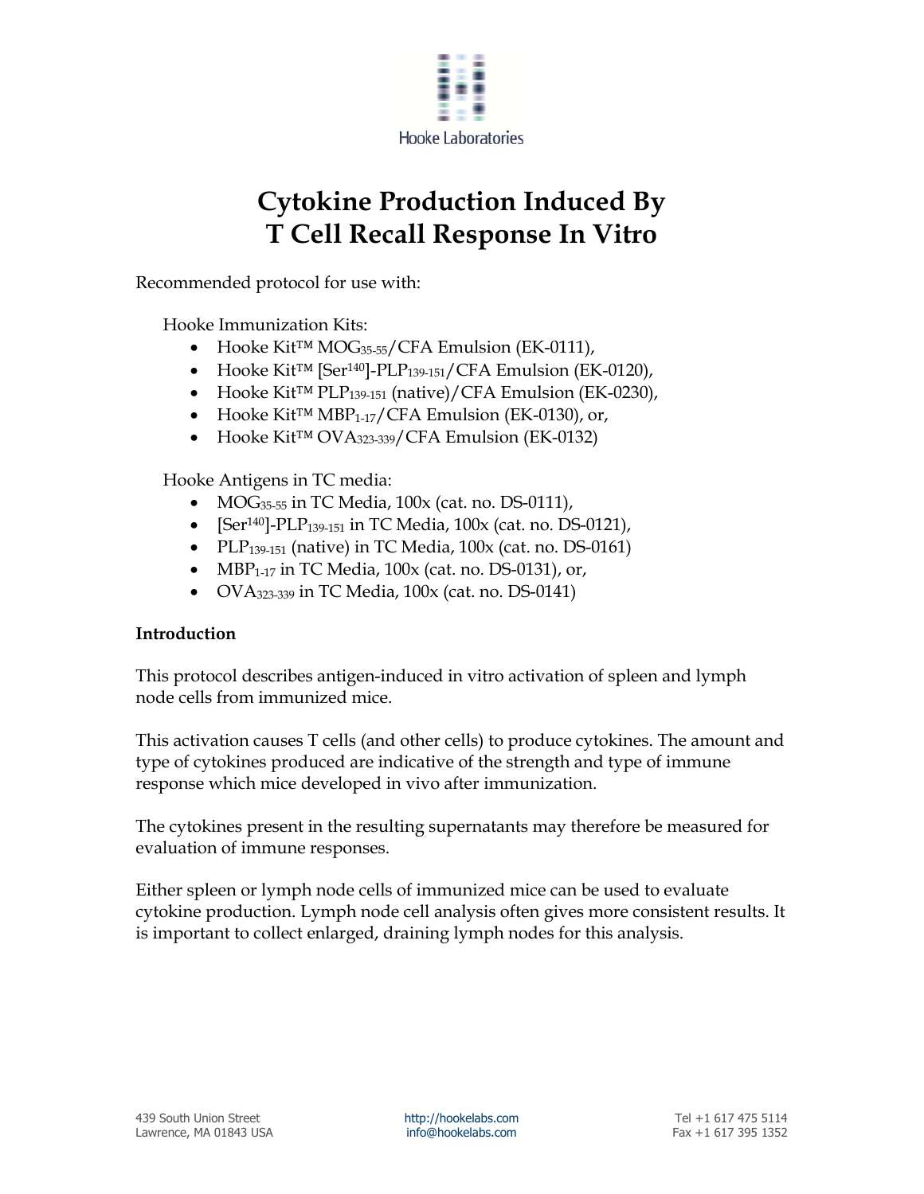Hooke Laboratories

# Cytokine Production Induced By T Cell Recall Response In Vitro

Recommended protocol for use with:

Hooke Immunization Kits:

- Hooke Kit™ $MOG_{35\text{-}55}$/CFA Emulsion (EK-0111),
- Hooke Kit™ [$Ser^{140}$]-$PLP_{139\text{-}151}$/CFA Emulsion (EK-0120),
- Hooke Kit™ $PLP_{139\text{-}151}$ (native)/CFA Emulsion (EK-0230),
- Hooke Kit™ $MBP_{1\text{-}17}$/CFA Emulsion (EK-0130), or,
- Hooke Kit™ $OVA_{323\text{-}339}$/CFA Emulsion (EK-0132)

Hooke Antigens in TC media:

- $MOG_{35\text{-}55}$ in TC Media, 100x (cat. no. DS-0111),
- [$Ser^{140}$]-$PLP_{139\text{-}151}$ in TC Media, 100x (cat. no. DS-0121),
- $PLP_{139\text{-}151}$ (native) in TC Media, 100x (cat. no. DS-0161)
- $MBP_{1\text{-}17}$ in TC Media, 100x (cat. no. DS-0131), or,
- $OVA_{323\text{-}339}$ in TC Media, 100x (cat. no. DS-0141)

**Introduction**

This protocol describes antigen-induced in vitro activation of spleen and lymph node cells from immunized mice.

This activation causes T cells (and other cells) to produce cytokines. The amount and type of cytokines produced are indicative of the strength and type of immune response which mice developed in vivo after immunization.

The cytokines present in the resulting supernatants may therefore be measured for evaluation of immune responses.

Either spleen or lymph node cells of immunized mice can be used to evaluate cytokine production. Lymph node cell analysis often gives more consistent results. It is important to collect enlarged, draining lymph nodes for this analysis.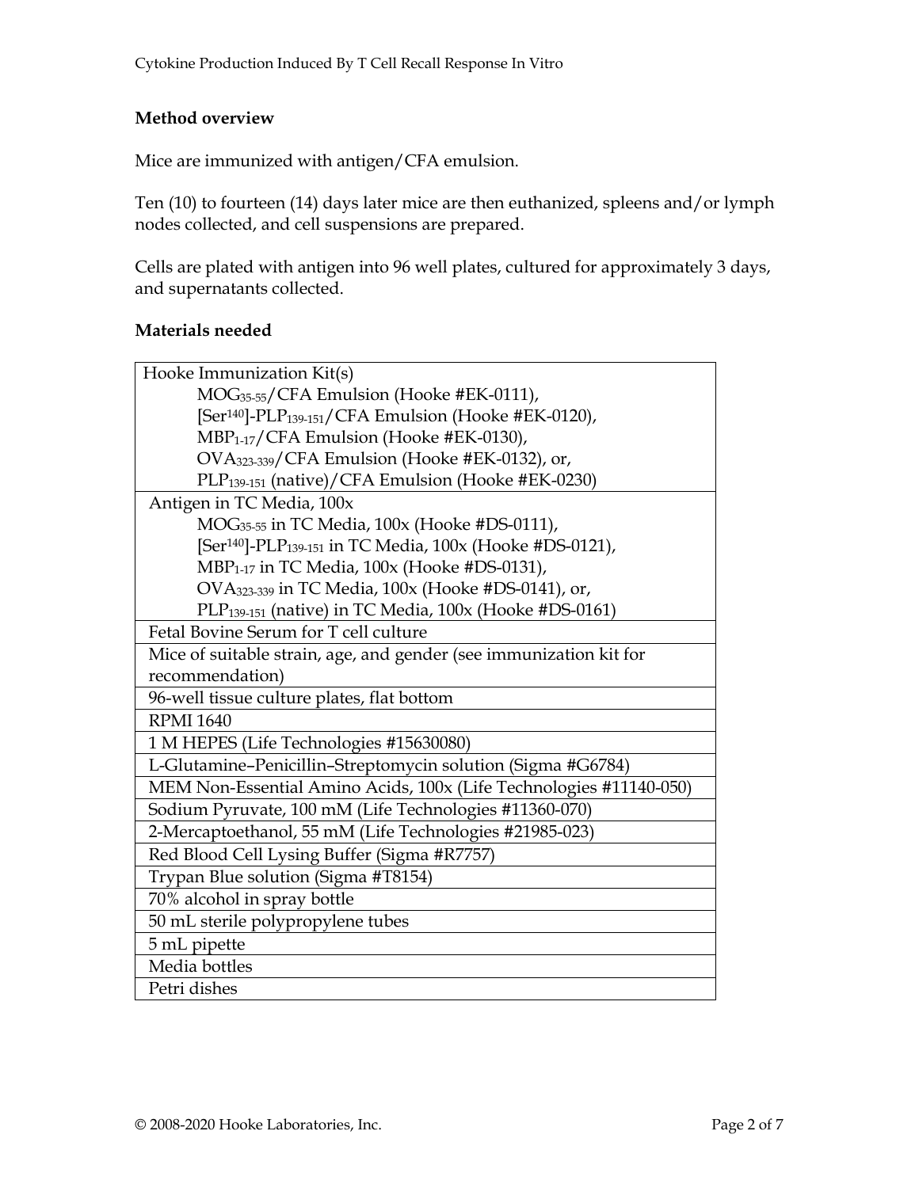**Method overview**

Mice are immunized with antigen/CFA emulsion.

Ten (10) to fourteen (14) days later mice are then euthanized, spleens and/or lymph nodes collected, and cell suspensions are prepared.

Cells are plated with antigen into 96 well plates, cultured for approximately 3 days, and supernatants collected.

**Materials needed**

| Materials |
|---|
| Hooke Immunization Kit(s)<br>$MOG_{35\text{-}55}$/CFA Emulsion (Hooke #EK-0111),<br>[$Ser^{140}$]-$PLP_{139\text{-}151}$/CFA Emulsion (Hooke #EK-0120),<br>$MBP_{1\text{-}17}$/CFA Emulsion (Hooke #EK-0130),<br>$OVA_{323\text{-}339}$/CFA Emulsion (Hooke #EK-0132), or,<br>$PLP_{139\text{-}151}$ (native)/CFA Emulsion (Hooke #EK-0230) |
| Antigen in TC Media, 100x<br>$MOG_{35\text{-}55}$ in TC Media, 100x (Hooke #DS-0111),<br>[$Ser^{140}$]-$PLP_{139\text{-}151}$ in TC Media, 100x (Hooke #DS-0121),<br>$MBP_{1\text{-}17}$ in TC Media, 100x (Hooke #DS-0131),<br>$OVA_{323\text{-}339}$ in TC Media, 100x (Hooke #DS-0141), or,<br>$PLP_{139\text{-}151}$ (native) in TC Media, 100x (Hooke #DS-0161) |
| Fetal Bovine Serum for T cell culture |
| Mice of suitable strain, age, and gender (see immunization kit for recommendation) |
| 96-well tissue culture plates, flat bottom |
| RPMI 1640 |
| 1 M HEPES (Life Technologies #15630080) |
| L-Glutamine–Penicillin–Streptomycin solution (Sigma #G6784) |
| MEM Non-Essential Amino Acids, 100x (Life Technologies #11140-050) |
| Sodium Pyruvate, 100 mM (Life Technologies #11360-070) |
| 2-Mercaptoethanol, 55 mM (Life Technologies #21985-023) |
| Red Blood Cell Lysing Buffer (Sigma #R7757) |
| Trypan Blue solution (Sigma #T8154) |
| 70% alcohol in spray bottle |
| 50 mL sterile polypropylene tubes |
| 5 mL pipette |
| Media bottles |
| Petri dishes |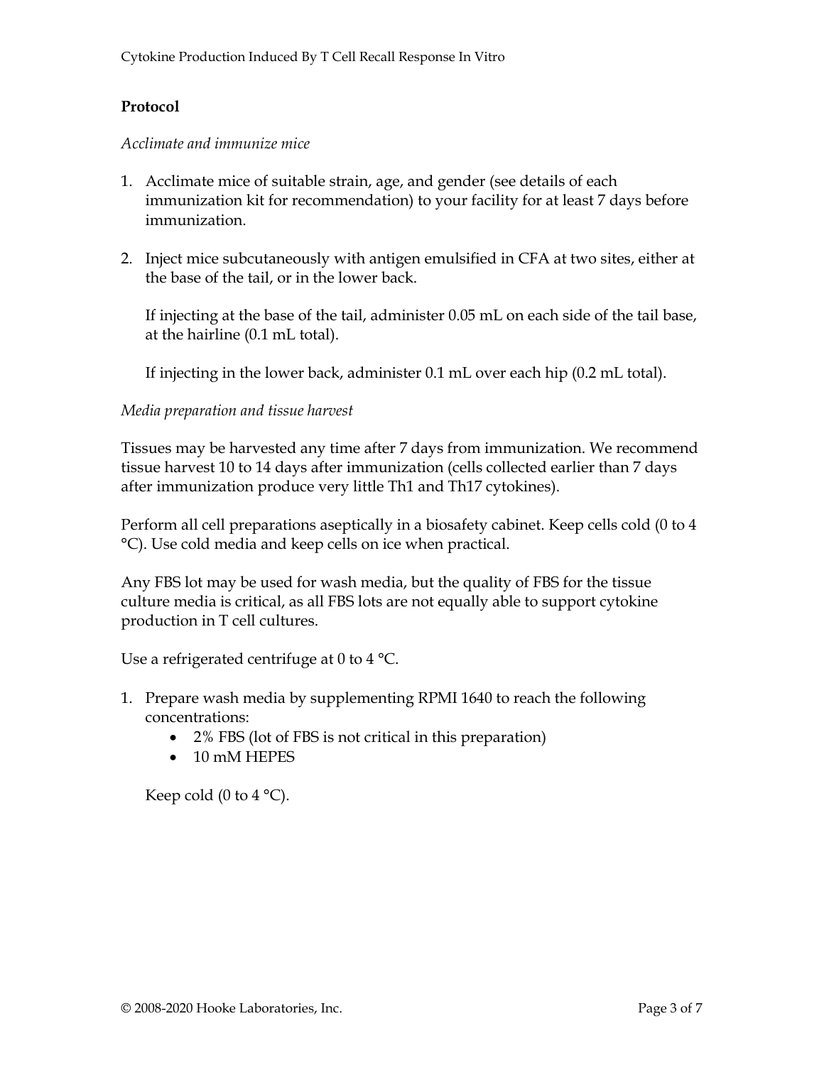## Protocol

*Acclimate and immunize mice*

1. Acclimate mice of suitable strain, age, and gender (see details of each immunization kit for recommendation) to your facility for at least 7 days before immunization.

2. Inject mice subcutaneously with antigen emulsified in CFA at two sites, either at the base of the tail, or in the lower back.

   If injecting at the base of the tail, administer 0.05 mL on each side of the tail base, at the hairline (0.1 mL total).

   If injecting in the lower back, administer 0.1 mL over each hip (0.2 mL total).

*Media preparation and tissue harvest*

Tissues may be harvested any time after 7 days from immunization. We recommend tissue harvest 10 to 14 days after immunization (cells collected earlier than 7 days after immunization produce very little Th1 and Th17 cytokines).

Perform all cell preparations aseptically in a biosafety cabinet. Keep cells cold (0 to 4 °C). Use cold media and keep cells on ice when practical.

Any FBS lot may be used for wash media, but the quality of FBS for the tissue culture media is critical, as all FBS lots are not equally able to support cytokine production in T cell cultures.

Use a refrigerated centrifuge at 0 to 4 °C.

1. Prepare wash media by supplementing RPMI 1640 to reach the following concentrations:
   - 2% FBS (lot of FBS is not critical in this preparation)
   - 10 mM HEPES

   Keep cold (0 to 4 °C).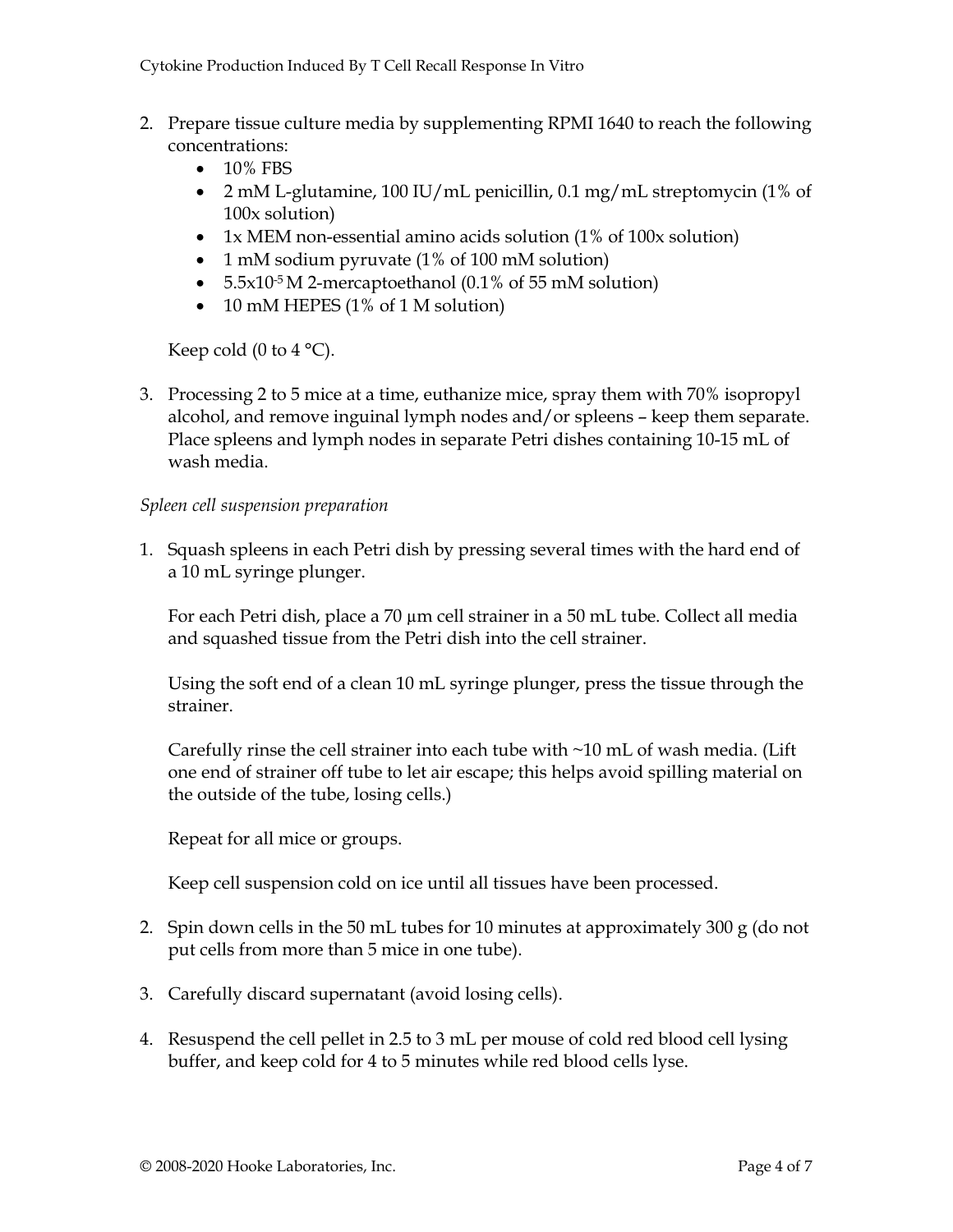2. Prepare tissue culture media by supplementing RPMI 1640 to reach the following concentrations:
   - 10% FBS
   - 2 mM L-glutamine, 100 IU/mL penicillin, 0.1 mg/mL streptomycin (1% of 100x solution)
   - 1x MEM non-essential amino acids solution (1% of 100x solution)
   - 1 mM sodium pyruvate (1% of 100 mM solution)
   - $5.5 \times 10^{-5}$ M 2-mercaptoethanol (0.1% of 55 mM solution)
   - 10 mM HEPES (1% of 1 M solution)

   Keep cold (0 to 4 °C).

3. Processing 2 to 5 mice at a time, euthanize mice, spray them with 70% isopropyl alcohol, and remove inguinal lymph nodes and/or spleens – keep them separate. Place spleens and lymph nodes in separate Petri dishes containing 10-15 mL of wash media.

*Spleen cell suspension preparation*

1. Squash spleens in each Petri dish by pressing several times with the hard end of a 10 mL syringe plunger.

   For each Petri dish, place a 70 µm cell strainer in a 50 mL tube. Collect all media and squashed tissue from the Petri dish into the cell strainer.

   Using the soft end of a clean 10 mL syringe plunger, press the tissue through the strainer.

   Carefully rinse the cell strainer into each tube with ~10 mL of wash media. (Lift one end of strainer off tube to let air escape; this helps avoid spilling material on the outside of the tube, losing cells.)

   Repeat for all mice or groups.

   Keep cell suspension cold on ice until all tissues have been processed.

2. Spin down cells in the 50 mL tubes for 10 minutes at approximately 300 g (do not put cells from more than 5 mice in one tube).

3. Carefully discard supernatant (avoid losing cells).

4. Resuspend the cell pellet in 2.5 to 3 mL per mouse of cold red blood cell lysing buffer, and keep cold for 4 to 5 minutes while red blood cells lyse.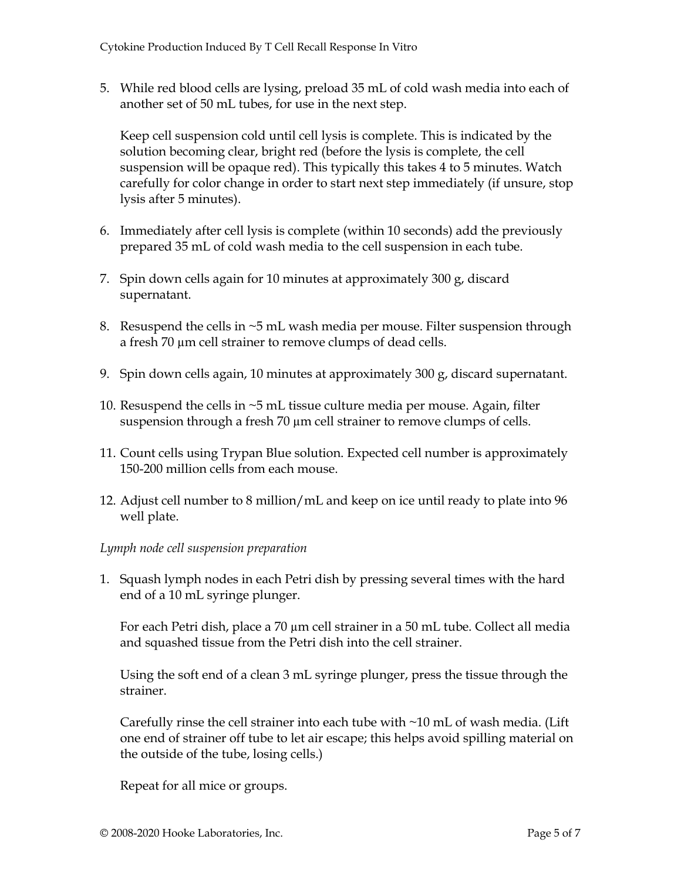5. While red blood cells are lysing, preload 35 mL of cold wash media into each of another set of 50 mL tubes, for use in the next step.

   Keep cell suspension cold until cell lysis is complete. This is indicated by the solution becoming clear, bright red (before the lysis is complete, the cell suspension will be opaque red). This typically this takes 4 to 5 minutes. Watch carefully for color change in order to start next step immediately (if unsure, stop lysis after 5 minutes).

6. Immediately after cell lysis is complete (within 10 seconds) add the previously prepared 35 mL of cold wash media to the cell suspension in each tube.

7. Spin down cells again for 10 minutes at approximately 300 g, discard supernatant.

8. Resuspend the cells in ~5 mL wash media per mouse. Filter suspension through a fresh 70 µm cell strainer to remove clumps of dead cells.

9. Spin down cells again, 10 minutes at approximately 300 g, discard supernatant.

10. Resuspend the cells in ~5 mL tissue culture media per mouse. Again, filter suspension through a fresh 70 µm cell strainer to remove clumps of cells.

11. Count cells using Trypan Blue solution. Expected cell number is approximately 150-200 million cells from each mouse.

12. Adjust cell number to 8 million/mL and keep on ice until ready to plate into 96 well plate.

*Lymph node cell suspension preparation*

1. Squash lymph nodes in each Petri dish by pressing several times with the hard end of a 10 mL syringe plunger.

   For each Petri dish, place a 70 µm cell strainer in a 50 mL tube. Collect all media and squashed tissue from the Petri dish into the cell strainer.

   Using the soft end of a clean 3 mL syringe plunger, press the tissue through the strainer.

   Carefully rinse the cell strainer into each tube with ~10 mL of wash media. (Lift one end of strainer off tube to let air escape; this helps avoid spilling material on the outside of the tube, losing cells.)

   Repeat for all mice or groups.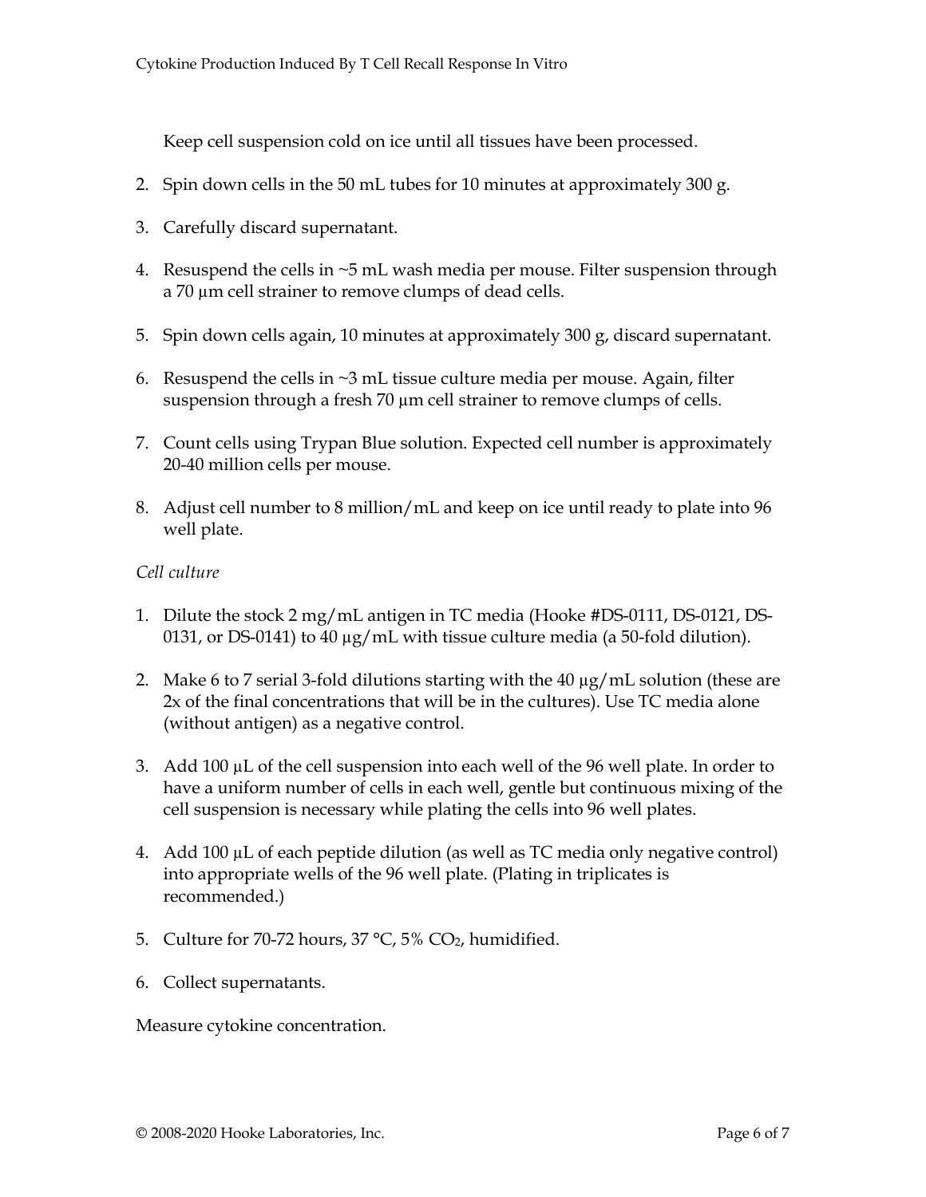Keep cell suspension cold on ice until all tissues have been processed.

2. Spin down cells in the 50 mL tubes for 10 minutes at approximately 300 g.
3. Carefully discard supernatant.
4. Resuspend the cells in ~5 mL wash media per mouse. Filter suspension through a 70 µm cell strainer to remove clumps of dead cells.
5. Spin down cells again, 10 minutes at approximately 300 g, discard supernatant.
6. Resuspend the cells in ~3 mL tissue culture media per mouse. Again, filter suspension through a fresh 70 µm cell strainer to remove clumps of cells.
7. Count cells using Trypan Blue solution. Expected cell number is approximately 20-40 million cells per mouse.
8. Adjust cell number to 8 million/mL and keep on ice until ready to plate into 96 well plate.

*Cell culture*

1. Dilute the stock 2 mg/mL antigen in TC media (Hooke #DS-0111, DS-0121, DS-0131, or DS-0141) to 40 µg/mL with tissue culture media (a 50-fold dilution).
2. Make 6 to 7 serial 3-fold dilutions starting with the 40 µg/mL solution (these are 2x of the final concentrations that will be in the cultures). Use TC media alone (without antigen) as a negative control.
3. Add 100 µL of the cell suspension into each well of the 96 well plate. In order to have a uniform number of cells in each well, gentle but continuous mixing of the cell suspension is necessary while plating the cells into 96 well plates.
4. Add 100 µL of each peptide dilution (as well as TC media only negative control) into appropriate wells of the 96 well plate. (Plating in triplicates is recommended.)
5. Culture for 70-72 hours, 37 °C, 5% $CO_2$, humidified.
6. Collect supernatants.

Measure cytokine concentration.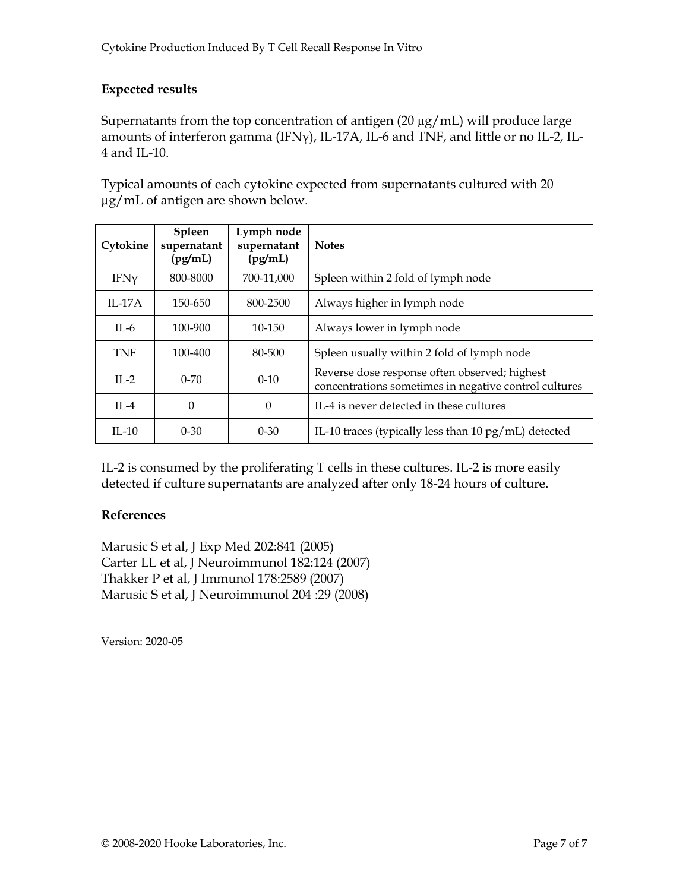## Expected results

Supernatants from the top concentration of antigen (20 µg/mL) will produce large amounts of interferon gamma (IFNγ), IL-17A, IL-6 and TNF, and little or no IL-2, IL-4 and IL-10.

Typical amounts of each cytokine expected from supernatants cultured with 20 µg/mL of antigen are shown below.

| Cytokine | Spleen supernatant (pg/mL) | Lymph node supernatant (pg/mL) | Notes |
|---|---|---|---|
| IFNγ | 800-8000 | 700-11,000 | Spleen within 2 fold of lymph node |
| IL-17A | 150-650 | 800-2500 | Always higher in lymph node |
| IL-6 | 100-900 | 10-150 | Always lower in lymph node |
| TNF | 100-400 | 80-500 | Spleen usually within 2 fold of lymph node |
| IL-2 | 0-70 | 0-10 | Reverse dose response often observed; highest concentrations sometimes in negative control cultures |
| IL-4 | 0 | 0 | IL-4 is never detected in these cultures |
| IL-10 | 0-30 | 0-30 | IL-10 traces (typically less than 10 pg/mL) detected |

IL-2 is consumed by the proliferating T cells in these cultures. IL-2 is more easily detected if culture supernatants are analyzed after only 18-24 hours of culture.

## References

Marusic S et al, J Exp Med 202:841 (2005)
Carter LL et al, J Neuroimmunol 182:124 (2007)
Thakker P et al, J Immunol 178:2589 (2007)
Marusic S et al, J Neuroimmunol 204 :29 (2008)

Version: 2020-05